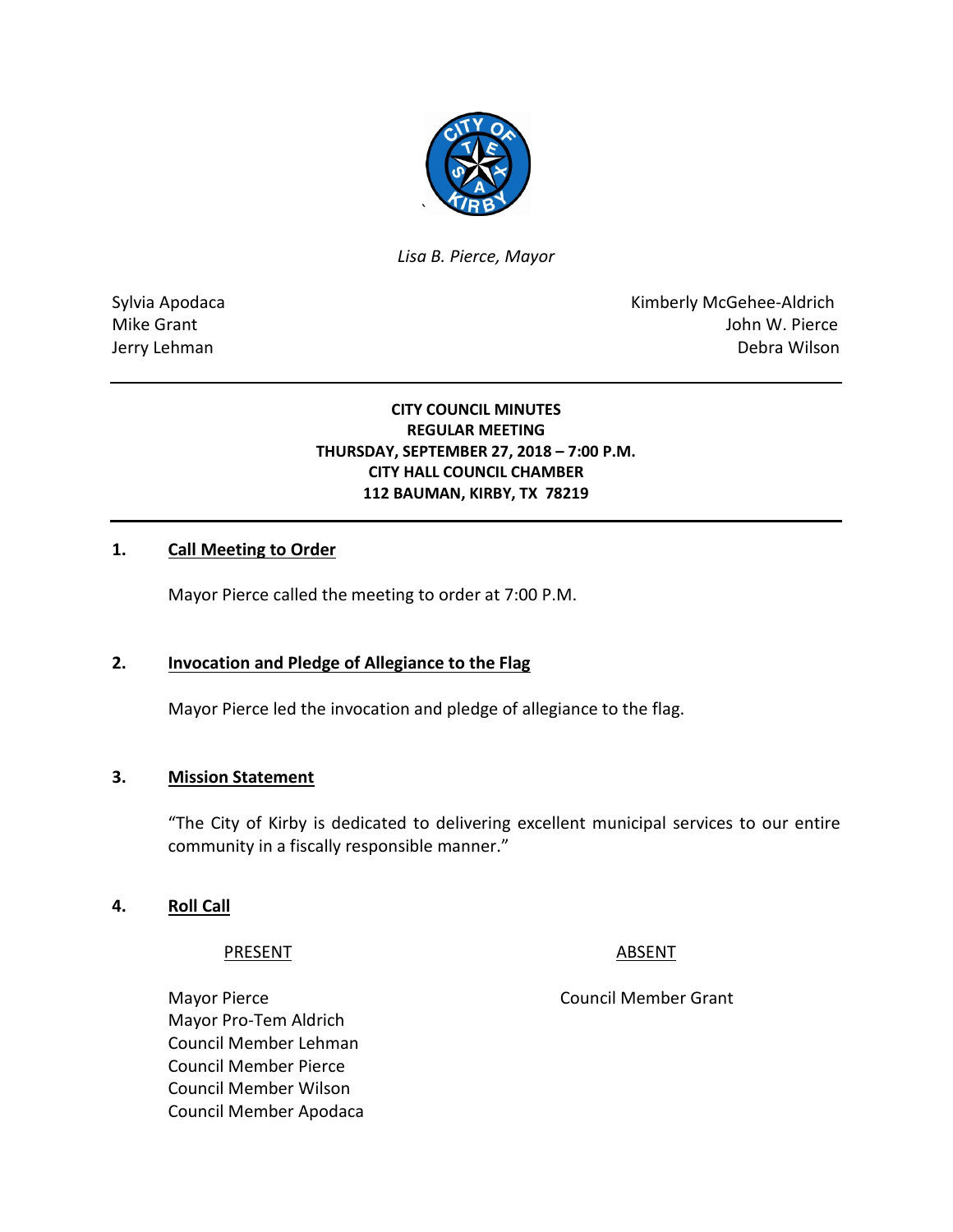*Lisa B. Pierce, Mayor*

| | |
|---|---|
| Sylvia Apodaca | Kimberly McGehee-Aldrich |
| Mike Grant | John W. Pierce |
| Jerry Lehman | Debra Wilson |

---

**CITY COUNCIL MINUTES**
**REGULAR MEETING**
**THURSDAY, SEPTEMBER 27, 2018 – 7:00 P.M.**
**CITY HALL COUNCIL CHAMBER**
**112 BAUMAN, KIRBY, TX 78219**

---

## 1. Call Meeting to Order

Mayor Pierce called the meeting to order at 7:00 P.M.

## 2. Invocation and Pledge of Allegiance to the Flag

Mayor Pierce led the invocation and pledge of allegiance to the flag.

## 3. Mission Statement

"The City of Kirby is dedicated to delivering excellent municipal services to our entire community in a fiscally responsible manner."

## 4. Roll Call

| PRESENT | ABSENT |
|---|---|
| Mayor Pierce | Council Member Grant |
| Mayor Pro-Tem Aldrich | |
| Council Member Lehman | |
| Council Member Pierce | |
| Council Member Wilson | |
| Council Member Apodaca | |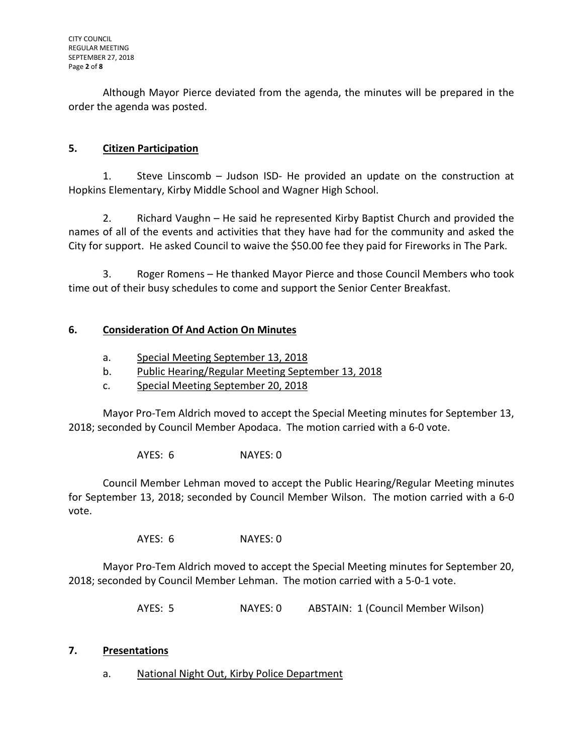Although Mayor Pierce deviated from the agenda, the minutes will be prepared in the order the agenda was posted.

## 5. Citizen Participation

1. Steve Linscomb – Judson ISD- He provided an update on the construction at Hopkins Elementary, Kirby Middle School and Wagner High School.

2. Richard Vaughn – He said he represented Kirby Baptist Church and provided the names of all of the events and activities that they have had for the community and asked the City for support. He asked Council to waive the $50.00 fee they paid for Fireworks in The Park.

3. Roger Romens – He thanked Mayor Pierce and those Council Members who took time out of their busy schedules to come and support the Senior Center Breakfast.

## 6. Consideration Of And Action On Minutes

a. Special Meeting September 13, 2018
b. Public Hearing/Regular Meeting September 13, 2018
c. Special Meeting September 20, 2018

Mayor Pro-Tem Aldrich moved to accept the Special Meeting minutes for September 13, 2018; seconded by Council Member Apodaca. The motion carried with a 6-0 vote.

AYES: 6 NAYES: 0

Council Member Lehman moved to accept the Public Hearing/Regular Meeting minutes for September 13, 2018; seconded by Council Member Wilson. The motion carried with a 6-0 vote.

AYES: 6 NAYES: 0

Mayor Pro-Tem Aldrich moved to accept the Special Meeting minutes for September 20, 2018; seconded by Council Member Lehman. The motion carried with a 5-0-1 vote.

AYES: 5 NAYES: 0 ABSTAIN: 1 (Council Member Wilson)

## 7. Presentations

a. National Night Out, Kirby Police Department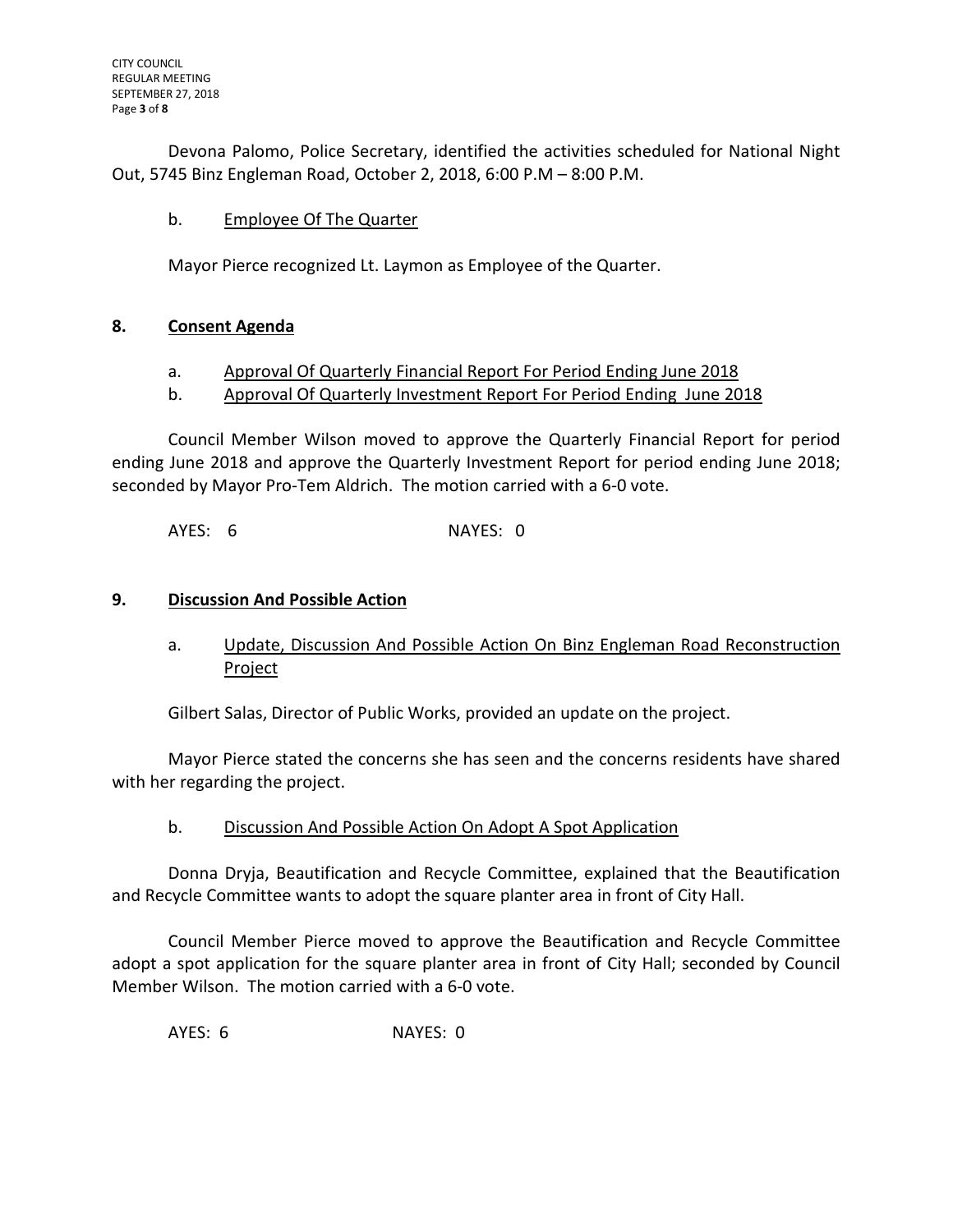Devona Palomo, Police Secretary, identified the activities scheduled for National Night Out, 5745 Binz Engleman Road, October 2, 2018, 6:00 P.M – 8:00 P.M.

b. Employee Of The Quarter

Mayor Pierce recognized Lt. Laymon as Employee of the Quarter.

**8. Consent Agenda**

a. Approval Of Quarterly Financial Report For Period Ending June 2018

b. Approval Of Quarterly Investment Report For Period Ending June 2018

Council Member Wilson moved to approve the Quarterly Financial Report for period ending June 2018 and approve the Quarterly Investment Report for period ending June 2018; seconded by Mayor Pro-Tem Aldrich. The motion carried with a 6-0 vote.

AYES: 6 NAYES: 0

**9. Discussion And Possible Action**

a. Update, Discussion And Possible Action On Binz Engleman Road Reconstruction Project

Gilbert Salas, Director of Public Works, provided an update on the project.

Mayor Pierce stated the concerns she has seen and the concerns residents have shared with her regarding the project.

b. Discussion And Possible Action On Adopt A Spot Application

Donna Dryja, Beautification and Recycle Committee, explained that the Beautification and Recycle Committee wants to adopt the square planter area in front of City Hall.

Council Member Pierce moved to approve the Beautification and Recycle Committee adopt a spot application for the square planter area in front of City Hall; seconded by Council Member Wilson. The motion carried with a 6-0 vote.

AYES: 6 NAYES: 0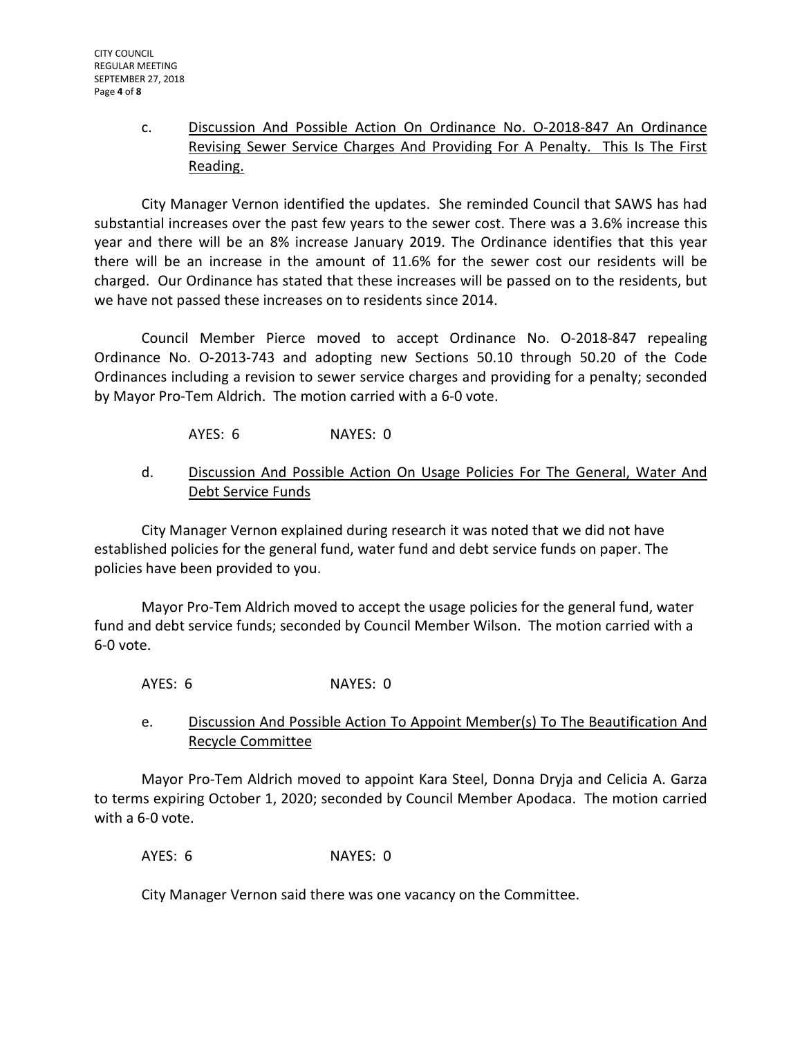c. <u>Discussion And Possible Action On Ordinance No. O-2018-847 An Ordinance Revising Sewer Service Charges And Providing For A Penalty. This Is The First Reading.</u>

City Manager Vernon identified the updates. She reminded Council that SAWS has had substantial increases over the past few years to the sewer cost. There was a 3.6% increase this year and there will be an 8% increase January 2019. The Ordinance identifies that this year there will be an increase in the amount of 11.6% for the sewer cost our residents will be charged. Our Ordinance has stated that these increases will be passed on to the residents, but we have not passed these increases on to residents since 2014.

Council Member Pierce moved to accept Ordinance No. O-2018-847 repealing Ordinance No. O-2013-743 and adopting new Sections 50.10 through 50.20 of the Code Ordinances including a revision to sewer service charges and providing for a penalty; seconded by Mayor Pro-Tem Aldrich. The motion carried with a 6-0 vote.

AYES: 6 NAYES: 0

d. <u>Discussion And Possible Action On Usage Policies For The General, Water And Debt Service Funds</u>

City Manager Vernon explained during research it was noted that we did not have established policies for the general fund, water fund and debt service funds on paper. The policies have been provided to you.

Mayor Pro-Tem Aldrich moved to accept the usage policies for the general fund, water fund and debt service funds; seconded by Council Member Wilson. The motion carried with a 6-0 vote.

AYES: 6 NAYES: 0

e. <u>Discussion And Possible Action To Appoint Member(s) To The Beautification And Recycle Committee</u>

Mayor Pro-Tem Aldrich moved to appoint Kara Steel, Donna Dryja and Celicia A. Garza to terms expiring October 1, 2020; seconded by Council Member Apodaca. The motion carried with a 6-0 vote.

AYES: 6 NAYES: 0

City Manager Vernon said there was one vacancy on the Committee.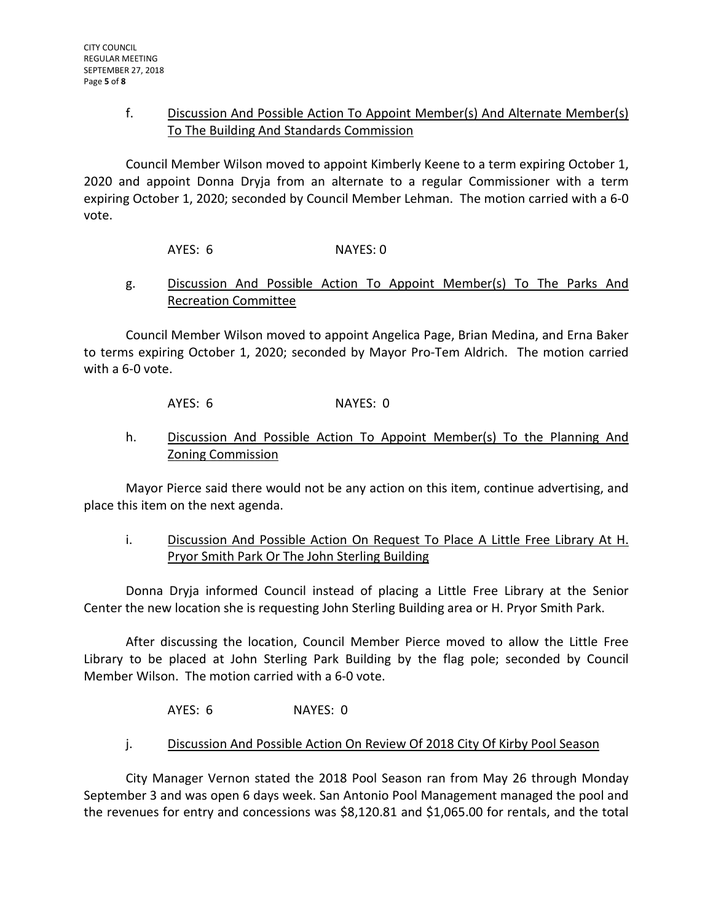f. <u>Discussion And Possible Action To Appoint Member(s) And Alternate Member(s) To The Building And Standards Commission</u>

Council Member Wilson moved to appoint Kimberly Keene to a term expiring October 1, 2020 and appoint Donna Dryja from an alternate to a regular Commissioner with a term expiring October 1, 2020; seconded by Council Member Lehman. The motion carried with a 6-0 vote.

AYES: 6 NAYES: 0

g. <u>Discussion And Possible Action To Appoint Member(s) To The Parks And Recreation Committee</u>

Council Member Wilson moved to appoint Angelica Page, Brian Medina, and Erna Baker to terms expiring October 1, 2020; seconded by Mayor Pro-Tem Aldrich. The motion carried with a 6-0 vote.

AYES: 6 NAYES: 0

h. <u>Discussion And Possible Action To Appoint Member(s) To the Planning And Zoning Commission</u>

Mayor Pierce said there would not be any action on this item, continue advertising, and place this item on the next agenda.

i. <u>Discussion And Possible Action On Request To Place A Little Free Library At H. Pryor Smith Park Or The John Sterling Building</u>

Donna Dryja informed Council instead of placing a Little Free Library at the Senior Center the new location she is requesting John Sterling Building area or H. Pryor Smith Park.

After discussing the location, Council Member Pierce moved to allow the Little Free Library to be placed at John Sterling Park Building by the flag pole; seconded by Council Member Wilson. The motion carried with a 6-0 vote.

AYES: 6 NAYES: 0

j. <u>Discussion And Possible Action On Review Of 2018 City Of Kirby Pool Season</u>

City Manager Vernon stated the 2018 Pool Season ran from May 26 through Monday September 3 and was open 6 days week. San Antonio Pool Management managed the pool and the revenues for entry and concessions was $8,120.81 and $1,065.00 for rentals, and the total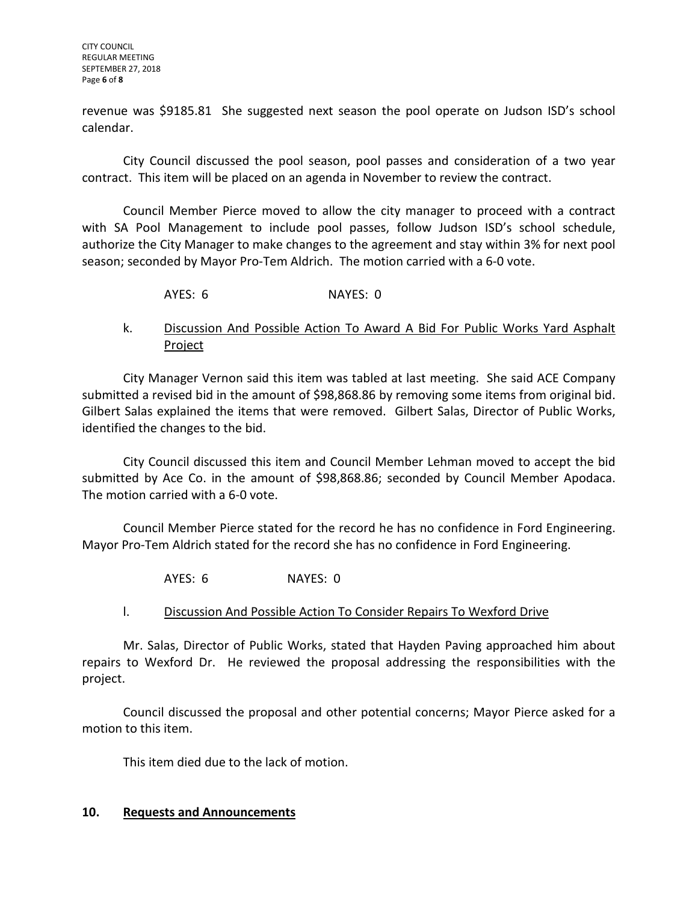revenue was $9185.81  She suggested next season the pool operate on Judson ISD's school calendar.

City Council discussed the pool season, pool passes and consideration of a two year contract. This item will be placed on an agenda in November to review the contract.

Council Member Pierce moved to allow the city manager to proceed with a contract with SA Pool Management to include pool passes, follow Judson ISD's school schedule, authorize the City Manager to make changes to the agreement and stay within 3% for next pool season; seconded by Mayor Pro-Tem Aldrich. The motion carried with a 6-0 vote.

AYES: 6 NAYES: 0

k. <u>Discussion And Possible Action To Award A Bid For Public Works Yard Asphalt Project</u>

City Manager Vernon said this item was tabled at last meeting. She said ACE Company submitted a revised bid in the amount of $98,868.86 by removing some items from original bid. Gilbert Salas explained the items that were removed. Gilbert Salas, Director of Public Works, identified the changes to the bid.

City Council discussed this item and Council Member Lehman moved to accept the bid submitted by Ace Co. in the amount of $98,868.86; seconded by Council Member Apodaca. The motion carried with a 6-0 vote.

Council Member Pierce stated for the record he has no confidence in Ford Engineering. Mayor Pro-Tem Aldrich stated for the record she has no confidence in Ford Engineering.

AYES: 6 NAYES: 0

l. <u>Discussion And Possible Action To Consider Repairs To Wexford Drive</u>

Mr. Salas, Director of Public Works, stated that Hayden Paving approached him about repairs to Wexford Dr. He reviewed the proposal addressing the responsibilities with the project.

Council discussed the proposal and other potential concerns; Mayor Pierce asked for a motion to this item.

This item died due to the lack of motion.

## 10. Requests and Announcements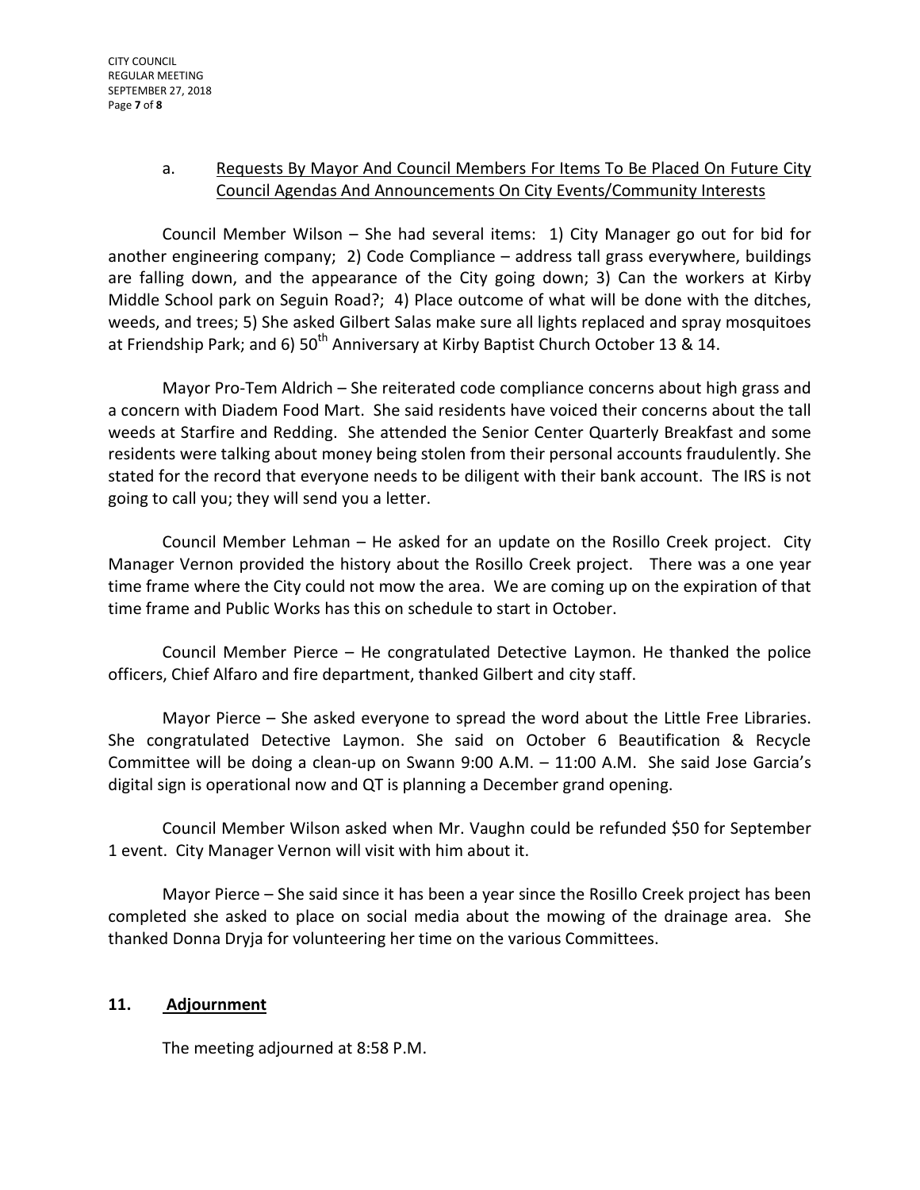a. <u>Requests By Mayor And Council Members For Items To Be Placed On Future City Council Agendas And Announcements On City Events/Community Interests</u>

Council Member Wilson – She had several items: 1) City Manager go out for bid for another engineering company; 2) Code Compliance – address tall grass everywhere, buildings are falling down, and the appearance of the City going down; 3) Can the workers at Kirby Middle School park on Seguin Road?; 4) Place outcome of what will be done with the ditches, weeds, and trees; 5) She asked Gilbert Salas make sure all lights replaced and spray mosquitoes at Friendship Park; and 6) 50th Anniversary at Kirby Baptist Church October 13 & 14.

Mayor Pro-Tem Aldrich – She reiterated code compliance concerns about high grass and a concern with Diadem Food Mart. She said residents have voiced their concerns about the tall weeds at Starfire and Redding. She attended the Senior Center Quarterly Breakfast and some residents were talking about money being stolen from their personal accounts fraudulently. She stated for the record that everyone needs to be diligent with their bank account. The IRS is not going to call you; they will send you a letter.

Council Member Lehman – He asked for an update on the Rosillo Creek project. City Manager Vernon provided the history about the Rosillo Creek project. There was a one year time frame where the City could not mow the area. We are coming up on the expiration of that time frame and Public Works has this on schedule to start in October.

Council Member Pierce – He congratulated Detective Laymon. He thanked the police officers, Chief Alfaro and fire department, thanked Gilbert and city staff.

Mayor Pierce – She asked everyone to spread the word about the Little Free Libraries. She congratulated Detective Laymon. She said on October 6 Beautification & Recycle Committee will be doing a clean-up on Swann 9:00 A.M. – 11:00 A.M. She said Jose Garcia's digital sign is operational now and QT is planning a December grand opening.

Council Member Wilson asked when Mr. Vaughn could be refunded $50 for September 1 event. City Manager Vernon will visit with him about it.

Mayor Pierce – She said since it has been a year since the Rosillo Creek project has been completed she asked to place on social media about the mowing of the drainage area. She thanked Donna Dryja for volunteering her time on the various Committees.

## 11. <u>Adjournment</u>

The meeting adjourned at 8:58 P.M.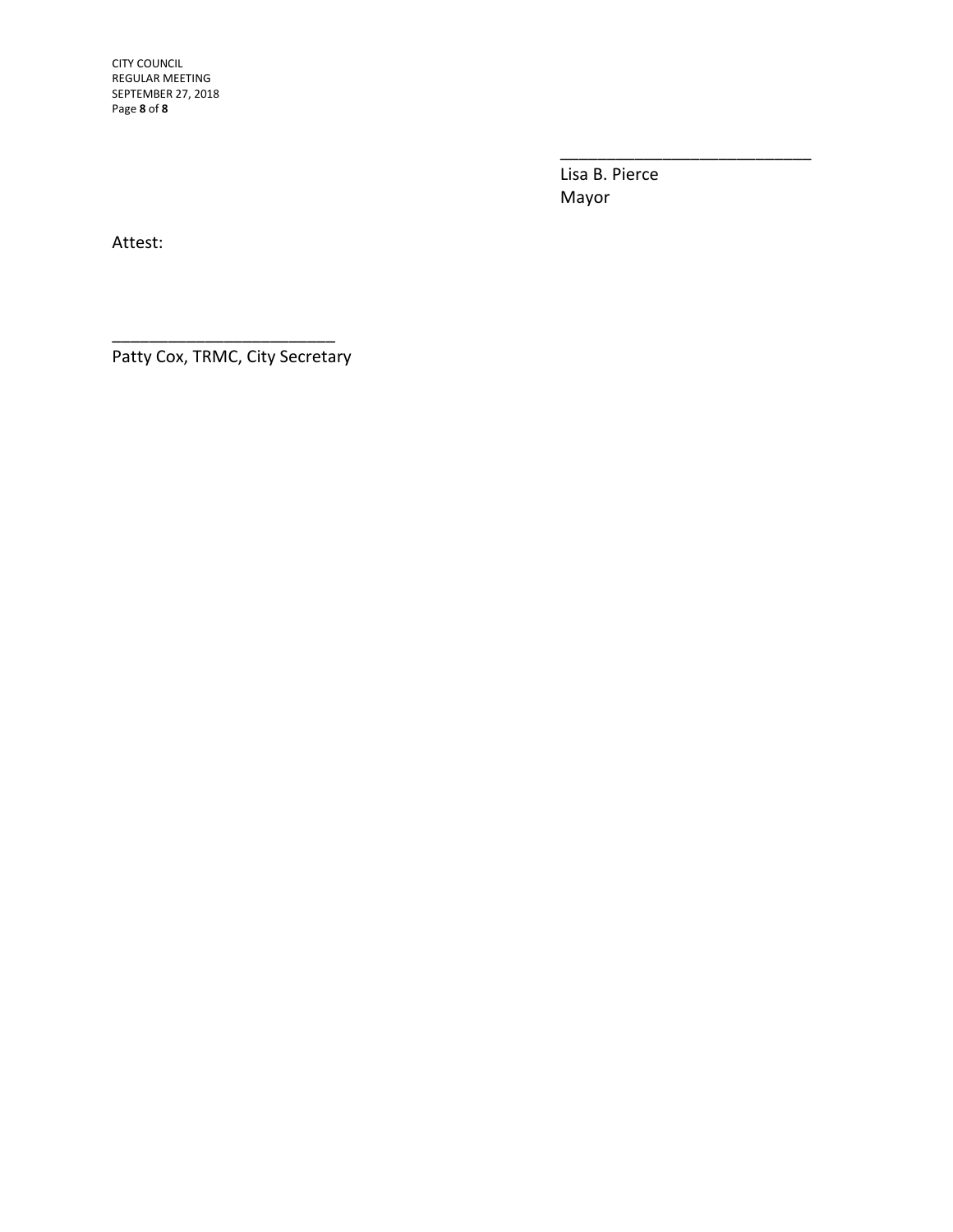\_\_\_\_\_\_\_\_\_\_\_\_\_\_\_\_\_\_\_\_\_\_\_\_\_\_\_\_

Lisa B. Pierce
Mayor

Attest:

\_\_\_\_\_\_\_\_\_\_\_\_\_\_\_\_\_\_\_\_\_\_\_\_\_\_\_\_

Patty Cox, TRMC, City Secretary